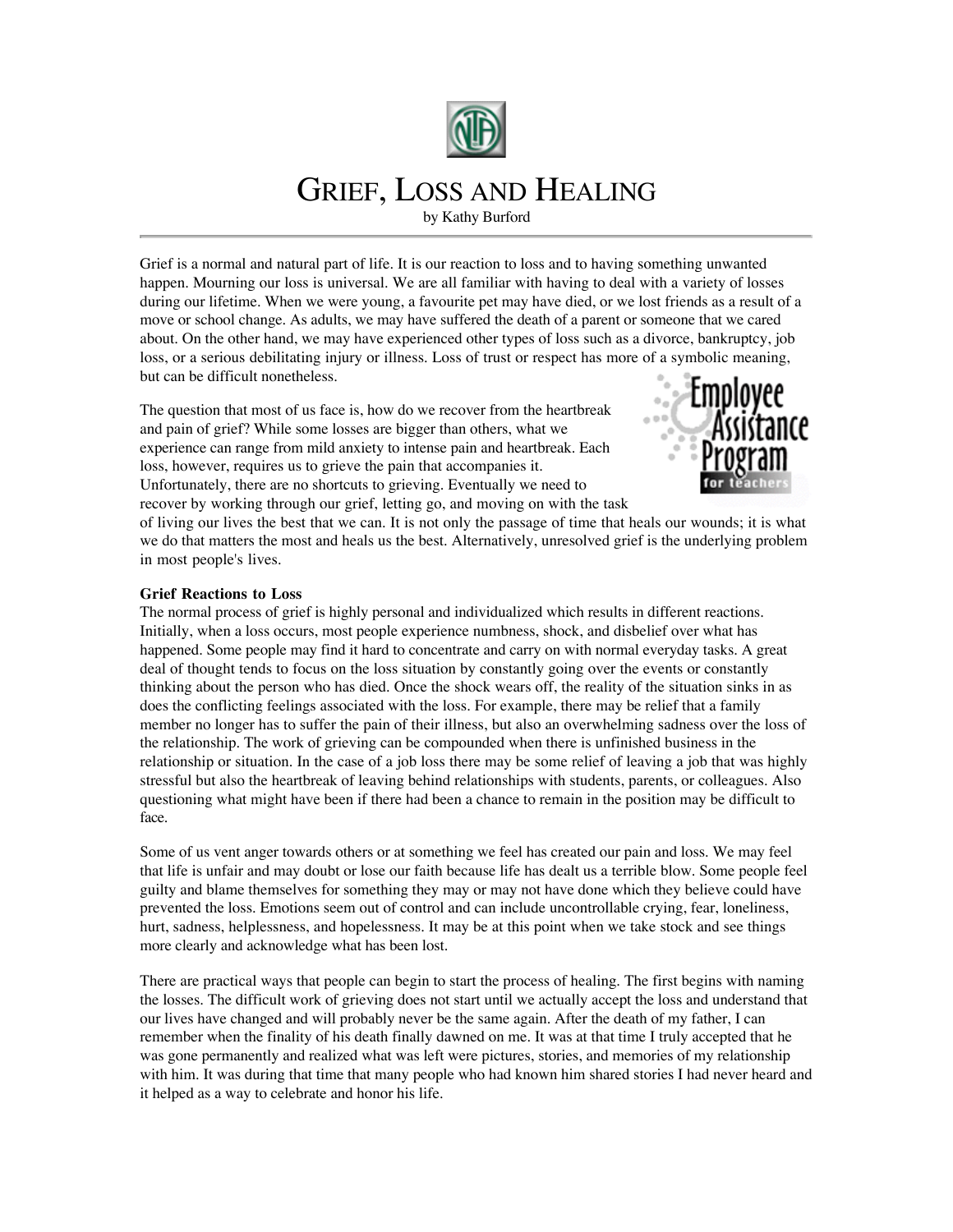# GRIEF, LOSS AND HEALING

by Kathy Burford

Grief is a normal and natural part of life. It is our reaction to loss and to having something unwanted happen. Mourning our loss is universal. We are all familiar with having to deal with a variety of losses during our lifetime. When we were young, a favourite pet may have died, or we lost friends as a result of a move or school change. As adults, we may have suffered the death of a parent or someone that we cared about. On the other hand, we may have experienced other types of loss such as a divorce, bankruptcy, job loss, or a serious debilitating injury or illness. Loss of trust or respect has more of a symbolic meaning, but can be difficult nonetheless.

The question that most of us face is, how do we recover from the heartbreak and pain of grief? While some losses are bigger than others, what we experience can range from mild anxiety to intense pain and heartbreak. Each loss, however, requires us to grieve the pain that accompanies it. Unfortunately, there are no shortcuts to grieving. Eventually we need to recover by working through our grief, letting go, and moving on with the task of living our lives the best that we can. It is not only the passage of time that heals our wounds; it is what we do that matters the most and heals us the best. Alternatively, unresolved grief is the underlying problem in most people's lives.

**Grief Reactions to Loss**

The normal process of grief is highly personal and individualized which results in different reactions. Initially, when a loss occurs, most people experience numbness, shock, and disbelief over what has happened. Some people may find it hard to concentrate and carry on with normal everyday tasks. A great deal of thought tends to focus on the loss situation by constantly going over the events or constantly thinking about the person who has died. Once the shock wears off, the reality of the situation sinks in as does the conflicting feelings associated with the loss. For example, there may be relief that a family member no longer has to suffer the pain of their illness, but also an overwhelming sadness over the loss of the relationship. The work of grieving can be compounded when there is unfinished business in the relationship or situation. In the case of a job loss there may be some relief of leaving a job that was highly stressful but also the heartbreak of leaving behind relationships with students, parents, or colleagues. Also questioning what might have been if there had been a chance to remain in the position may be difficult to face.

Some of us vent anger towards others or at something we feel has created our pain and loss. We may feel that life is unfair and may doubt or lose our faith because life has dealt us a terrible blow. Some people feel guilty and blame themselves for something they may or may not have done which they believe could have prevented the loss. Emotions seem out of control and can include uncontrollable crying, fear, loneliness, hurt, sadness, helplessness, and hopelessness. It may be at this point when we take stock and see things more clearly and acknowledge what has been lost.

There are practical ways that people can begin to start the process of healing. The first begins with naming the losses. The difficult work of grieving does not start until we actually accept the loss and understand that our lives have changed and will probably never be the same again. After the death of my father, I can remember when the finality of his death finally dawned on me. It was at that time I truly accepted that he was gone permanently and realized what was left were pictures, stories, and memories of my relationship with him. It was during that time that many people who had known him shared stories I had never heard and it helped as a way to celebrate and honor his life.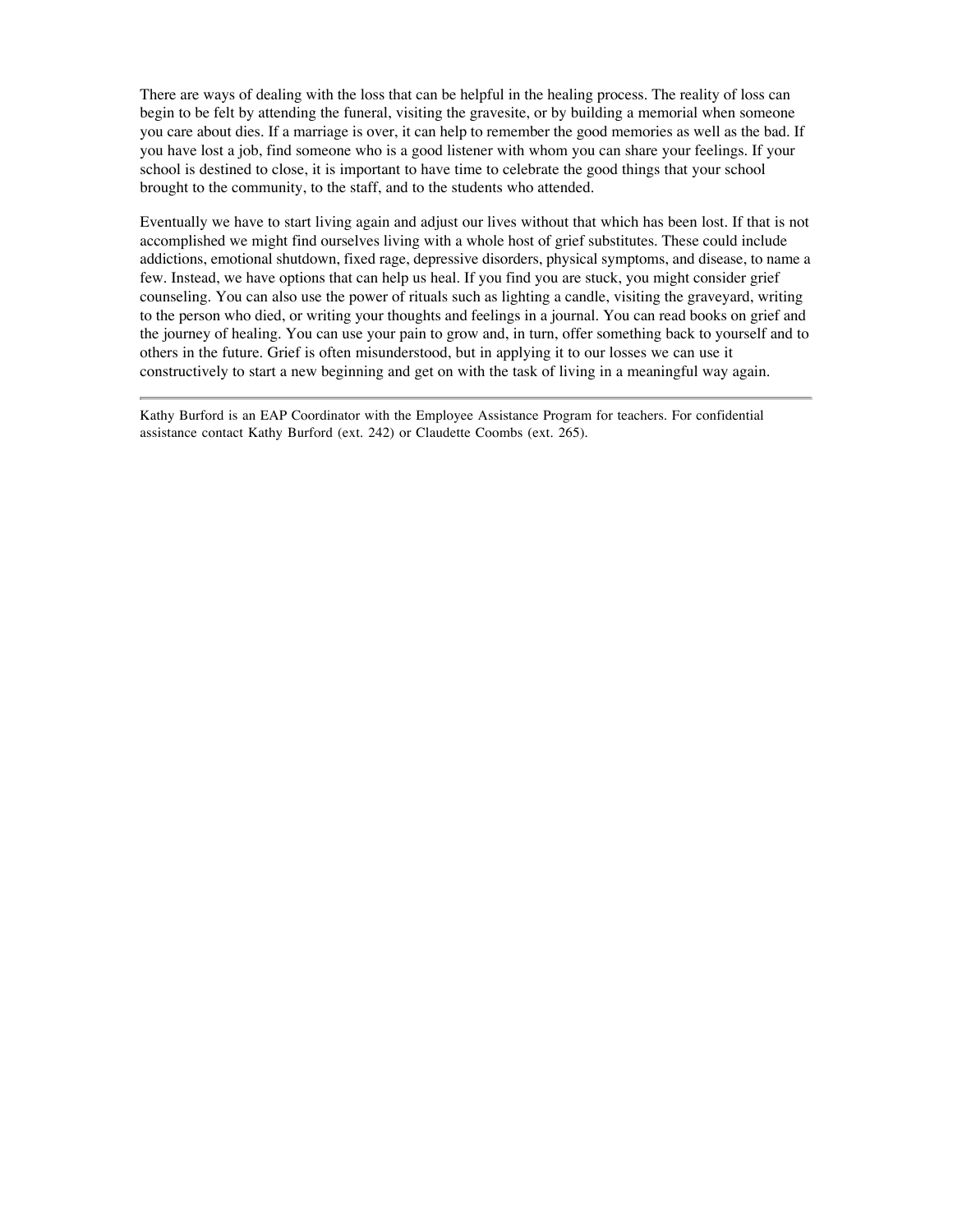There are ways of dealing with the loss that can be helpful in the healing process. The reality of loss can begin to be felt by attending the funeral, visiting the gravesite, or by building a memorial when someone you care about dies. If a marriage is over, it can help to remember the good memories as well as the bad. If you have lost a job, find someone who is a good listener with whom you can share your feelings. If your school is destined to close, it is important to have time to celebrate the good things that your school brought to the community, to the staff, and to the students who attended.

Eventually we have to start living again and adjust our lives without that which has been lost. If that is not accomplished we might find ourselves living with a whole host of grief substitutes. These could include addictions, emotional shutdown, fixed rage, depressive disorders, physical symptoms, and disease, to name a few. Instead, we have options that can help us heal. If you find you are stuck, you might consider grief counseling. You can also use the power of rituals such as lighting a candle, visiting the graveyard, writing to the person who died, or writing your thoughts and feelings in a journal. You can read books on grief and the journey of healing. You can use your pain to grow and, in turn, offer something back to yourself and to others in the future. Grief is often misunderstood, but in applying it to our losses we can use it constructively to start a new beginning and get on with the task of living in a meaningful way again.

---

Kathy Burford is an EAP Coordinator with the Employee Assistance Program for teachers. For confidential assistance contact Kathy Burford (ext. 242) or Claudette Coombs (ext. 265).